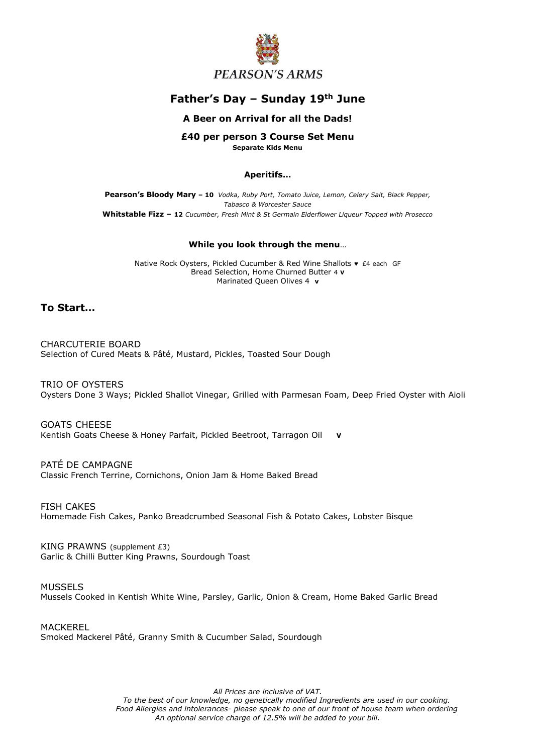# PEARSON'S ARMS

## Father's Day – Sunday 19th June

**A Beer on Arrival for all the Dads!**

**£40 per person 3 Course Set Menu**

**Separate Kids Menu**

**Aperitifs…**

**Pearson's Bloody Mary – 10** *Vodka, Ruby Port, Tomato Juice, Lemon, Celery Salt, Black Pepper, Tabasco & Worcester Sauce*

**Whitstable Fizz – 12** *Cucumber, Fresh Mint & St Germain Elderflower Liqueur Topped with Prosecco*

**While you look through the menu**…

Native Rock Oysters, Pickled Cucumber & Red Wine Shallots ♥ £4 each GF

Bread Selection, Home Churned Butter 4 **v**

Marinated Queen Olives 4 **v**

## To Start…

CHARCUTERIE BOARD
Selection of Cured Meats & Pâté, Mustard, Pickles, Toasted Sour Dough

TRIO OF OYSTERS
Oysters Done 3 Ways; Pickled Shallot Vinegar, Grilled with Parmesan Foam, Deep Fried Oyster with Aioli

GOATS CHEESE
Kentish Goats Cheese & Honey Parfait, Pickled Beetroot, Tarragon Oil **v**

PATÉ DE CAMPAGNE
Classic French Terrine, Cornichons, Onion Jam & Home Baked Bread

FISH CAKES
Homemade Fish Cakes, Panko Breadcrumbed Seasonal Fish & Potato Cakes, Lobster Bisque

KING PRAWNS (supplement £3)
Garlic & Chilli Butter King Prawns, Sourdough Toast

MUSSELS
Mussels Cooked in Kentish White Wine, Parsley, Garlic, Onion & Cream, Home Baked Garlic Bread

MACKEREL
Smoked Mackerel Pâté, Granny Smith & Cucumber Salad, Sourdough

*All Prices are inclusive of VAT.*
*To the best of our knowledge, no genetically modified Ingredients are used in our cooking.*
*Food Allergies and intolerances- please speak to one of our front of house team when ordering*
*An optional service charge of 12.5% will be added to your bill.*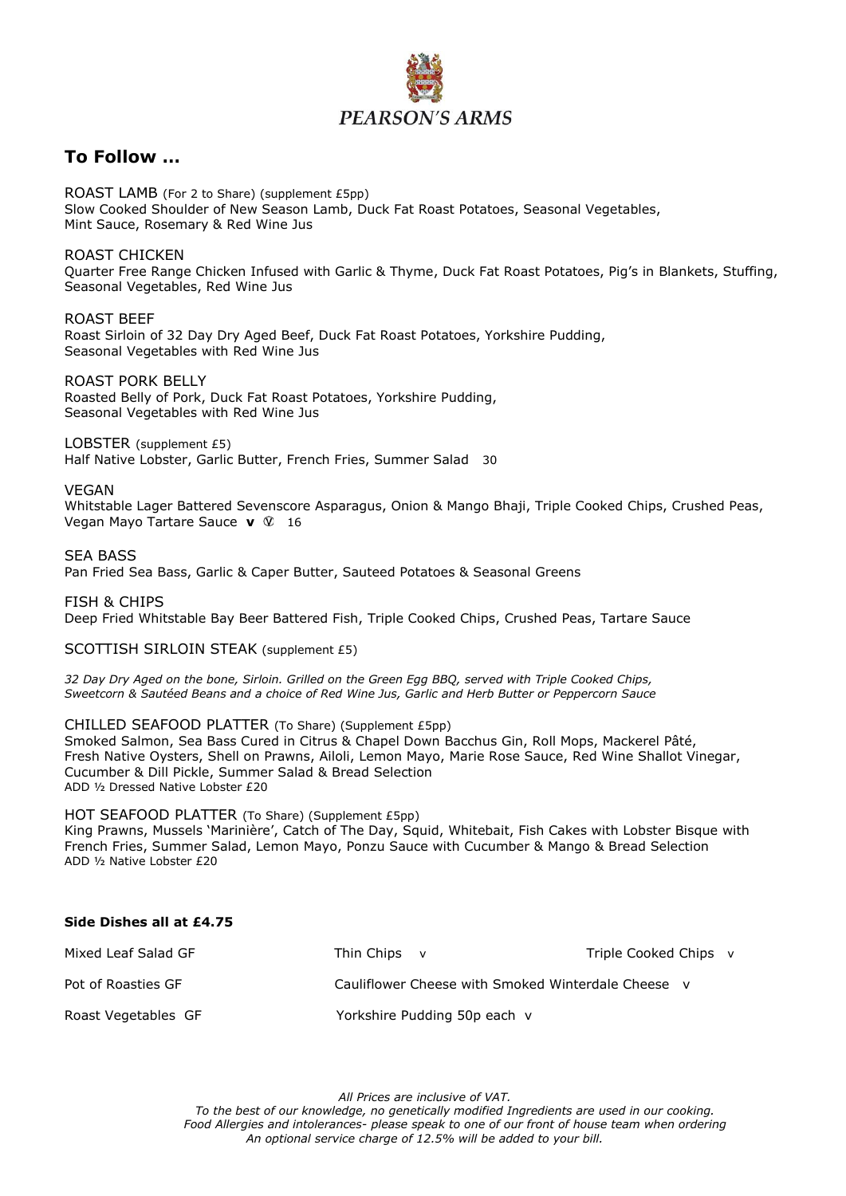PEARSON'S ARMS

## To Follow …

ROAST LAMB (For 2 to Share) (supplement £5pp)
Slow Cooked Shoulder of New Season Lamb, Duck Fat Roast Potatoes, Seasonal Vegetables,
Mint Sauce, Rosemary & Red Wine Jus

ROAST CHICKEN
Quarter Free Range Chicken Infused with Garlic & Thyme, Duck Fat Roast Potatoes, Pig's in Blankets, Stuffing, Seasonal Vegetables, Red Wine Jus

ROAST BEEF
Roast Sirloin of 32 Day Dry Aged Beef, Duck Fat Roast Potatoes, Yorkshire Pudding,
Seasonal Vegetables with Red Wine Jus

ROAST PORK BELLY
Roasted Belly of Pork, Duck Fat Roast Potatoes, Yorkshire Pudding,
Seasonal Vegetables with Red Wine Jus

LOBSTER (supplement £5)
Half Native Lobster, Garlic Butter, French Fries, Summer Salad 30

VEGAN
Whitstable Lager Battered Sevenscore Asparagus, Onion & Mango Bhaji, Triple Cooked Chips, Crushed Peas, Vegan Mayo Tartare Sauce **v** Ⓥ 16

SEA BASS
Pan Fried Sea Bass, Garlic & Caper Butter, Sauteed Potatoes & Seasonal Greens

FISH & CHIPS
Deep Fried Whitstable Bay Beer Battered Fish, Triple Cooked Chips, Crushed Peas, Tartare Sauce

SCOTTISH SIRLOIN STEAK (supplement £5)

*32 Day Dry Aged on the bone, Sirloin. Grilled on the Green Egg BBQ, served with Triple Cooked Chips, Sweetcorn & Sautéed Beans and a choice of Red Wine Jus, Garlic and Herb Butter or Peppercorn Sauce*

CHILLED SEAFOOD PLATTER (To Share) (Supplement £5pp)
Smoked Salmon, Sea Bass Cured in Citrus & Chapel Down Bacchus Gin, Roll Mops, Mackerel Pâté, Fresh Native Oysters, Shell on Prawns, Ailoli, Lemon Mayo, Marie Rose Sauce, Red Wine Shallot Vinegar, Cucumber & Dill Pickle, Summer Salad & Bread Selection
ADD ½ Dressed Native Lobster £20

HOT SEAFOOD PLATTER (To Share) (Supplement £5pp)
King Prawns, Mussels 'Marinière', Catch of The Day, Squid, Whitebait, Fish Cakes with Lobster Bisque with French Fries, Summer Salad, Lemon Mayo, Ponzu Sauce with Cucumber & Mango & Bread Selection
ADD ½ Native Lobster £20

**Side Dishes all at £4.75**

Mixed Leaf Salad GF
Thin Chips v
Triple Cooked Chips v
Pot of Roasties GF
Cauliflower Cheese with Smoked Winterdale Cheese v
Roast Vegetables GF
Yorkshire Pudding 50p each v

*All Prices are inclusive of VAT.*
*To the best of our knowledge, no genetically modified Ingredients are used in our cooking.*
*Food Allergies and intolerances- please speak to one of our front of house team when ordering*
*An optional service charge of 12.5% will be added to your bill.*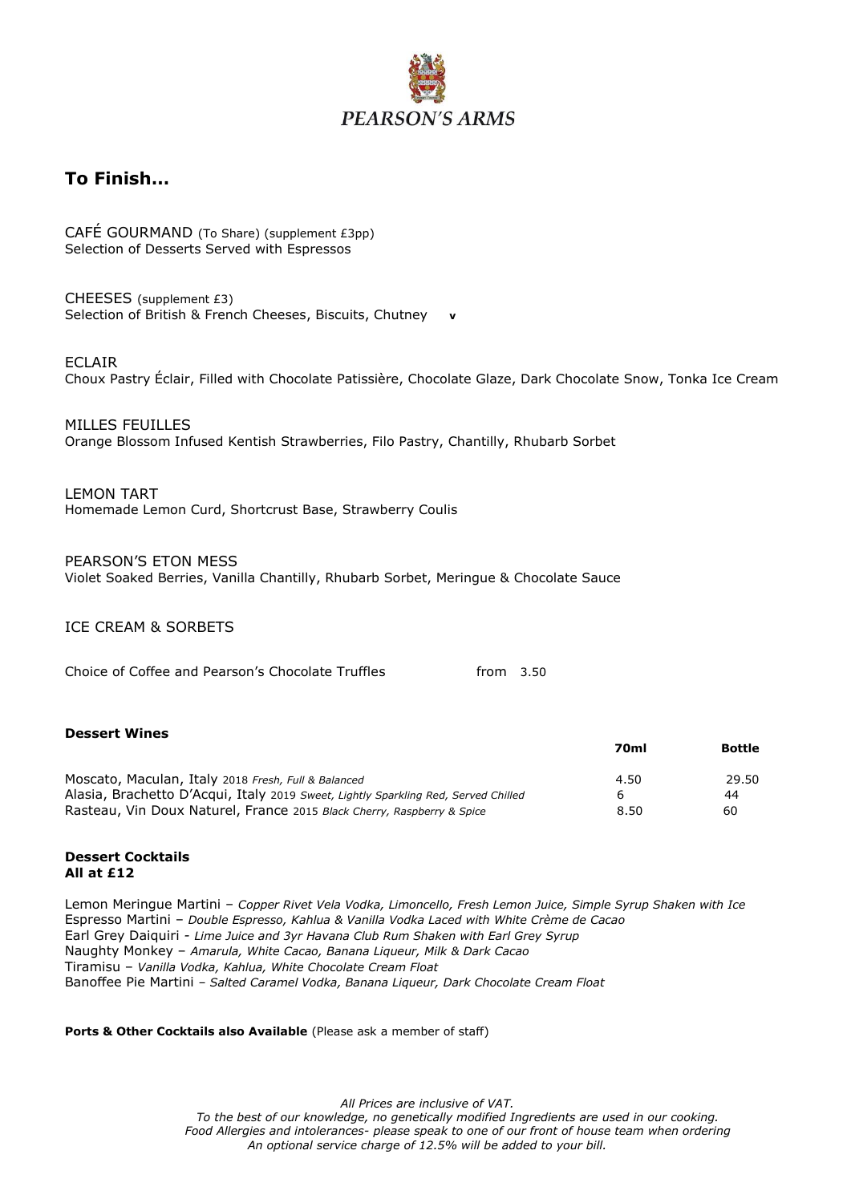*PEARSON'S ARMS*

# To Finish…

CAFÉ GOURMAND (To Share) (supplement £3pp)
Selection of Desserts Served with Espressos

CHEESES (supplement £3)
Selection of British & French Cheeses, Biscuits, Chutney **v**

ECLAIR
Choux Pastry Éclair, Filled with Chocolate Patissière, Chocolate Glaze, Dark Chocolate Snow, Tonka Ice Cream

MILLES FEUILLES
Orange Blossom Infused Kentish Strawberries, Filo Pastry, Chantilly, Rhubarb Sorbet

LEMON TART
Homemade Lemon Curd, Shortcrust Base, Strawberry Coulis

PEARSON'S ETON MESS
Violet Soaked Berries, Vanilla Chantilly, Rhubarb Sorbet, Meringue & Chocolate Sauce

ICE CREAM & SORBETS

Choice of Coffee and Pearson's Chocolate Truffles from 3.50

**Dessert Wines**

| | 70ml | Bottle |
|---|---|---|
| Moscato, Maculan, Italy 2018 *Fresh, Full & Balanced* | 4.50 | 29.50 |
| Alasia, Brachetto D'Acqui, Italy 2019 *Sweet, Lightly Sparkling Red, Served Chilled* | 6 | 44 |
| Rasteau, Vin Doux Naturel, France 2015 *Black Cherry, Raspberry & Spice* | 8.50 | 60 |

**Dessert Cocktails**
**All at £12**

Lemon Meringue Martini – *Copper Rivet Vela Vodka, Limoncello, Fresh Lemon Juice, Simple Syrup Shaken with Ice*
Espresso Martini – *Double Espresso, Kahlua & Vanilla Vodka Laced with White Crème de Cacao*
Earl Grey Daiquiri - *Lime Juice and 3yr Havana Club Rum Shaken with Earl Grey Syrup*
Naughty Monkey – *Amarula, White Cacao, Banana Liqueur, Milk & Dark Cacao*
Tiramisu – *Vanilla Vodka, Kahlua, White Chocolate Cream Float*
Banoffee Pie Martini – *Salted Caramel Vodka, Banana Liqueur, Dark Chocolate Cream Float*

**Ports & Other Cocktails also Available** (Please ask a member of staff)

*All Prices are inclusive of VAT.*
*To the best of our knowledge, no genetically modified Ingredients are used in our cooking.*
*Food Allergies and intolerances- please speak to one of our front of house team when ordering*
*An optional service charge of 12.5% will be added to your bill.*